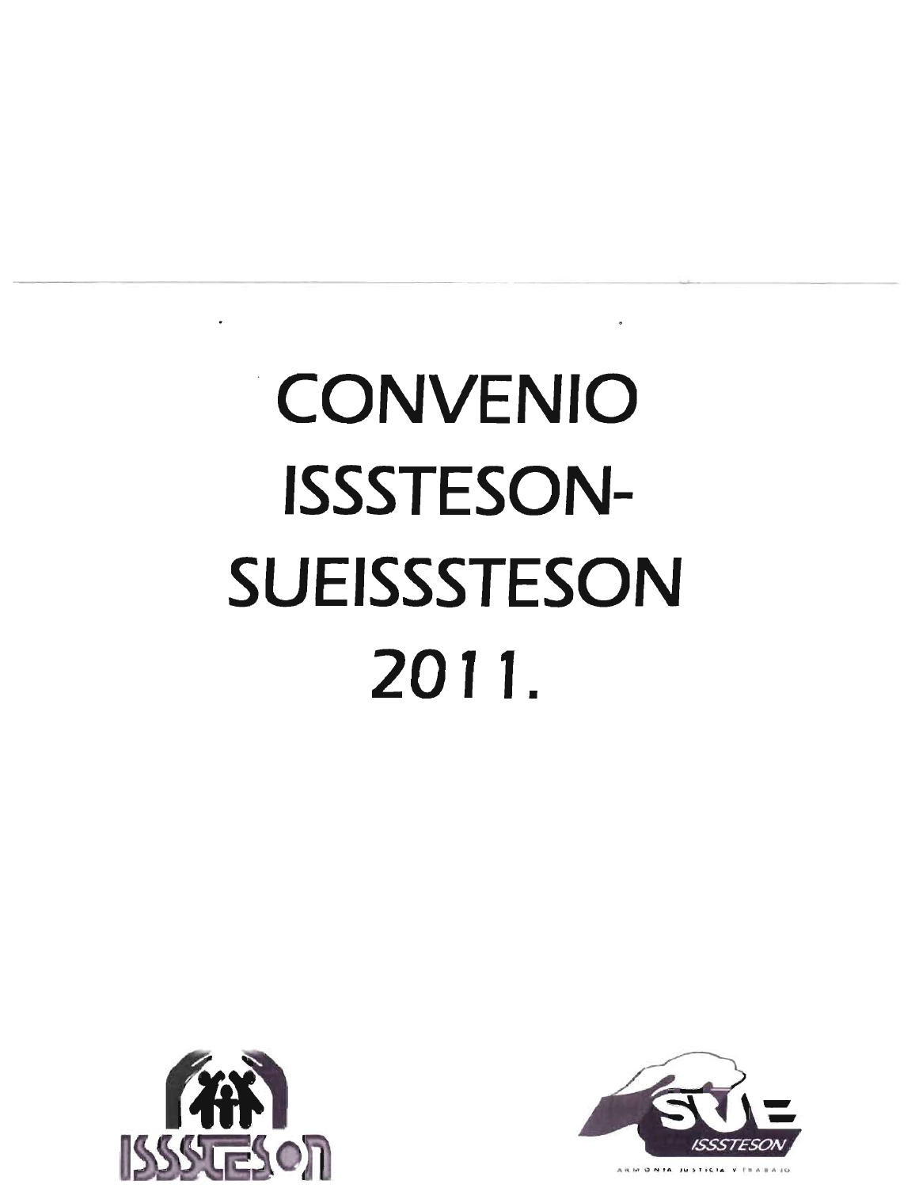# CONVENIO ISSSTESON-SUEISSSTESON 2011.

ISSSTESON

SUE ISSSTESON

ARMONÍA JUSTICIA Y TRABAJO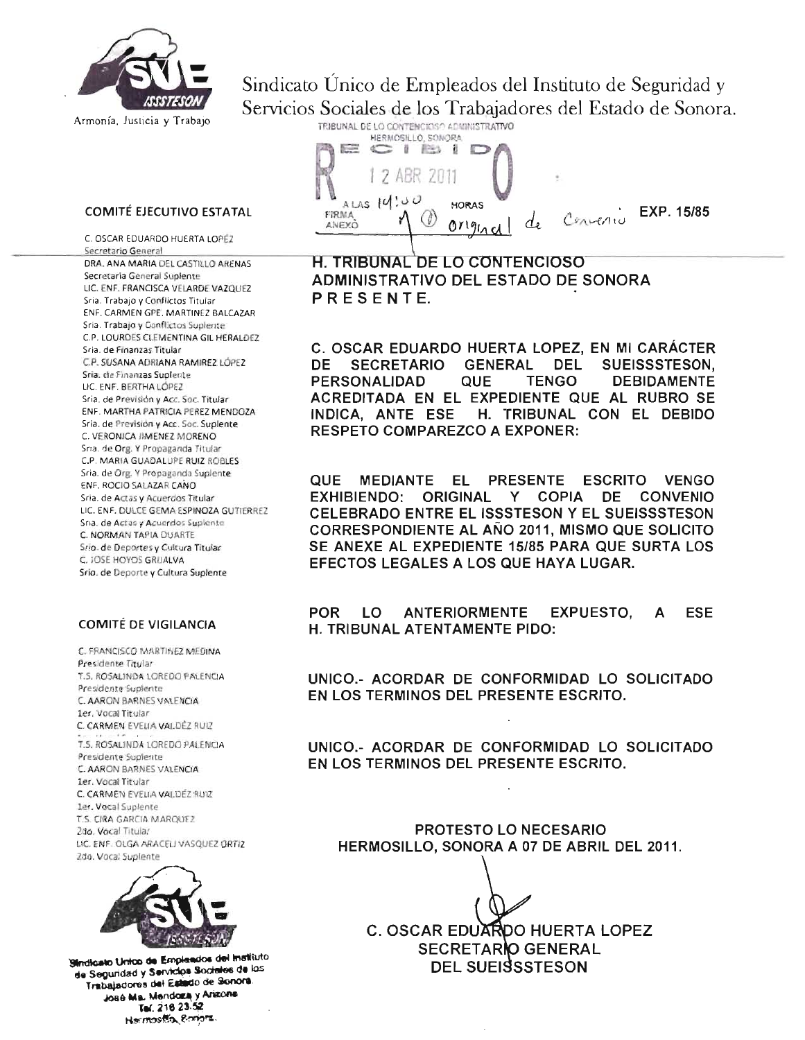SUE ISSSTESON

Armonía, Justicia y Trabajo

Sindicato Único de Empleados del Instituto de Seguridad y Servicios Sociales de los Trabajadores del Estado de Sonora.

TRIBUNAL DE LO CONTENCIOSO ADMINISTRATIVO
HERMOSILLO, SONORA
RECIBIDO
12 ABR 2011
A LAS 14:00 HORAS
FIRMA ANEXO 1 Original de Convenio

**EXP. 15/85**

**COMITÉ EJECUTIVO ESTATAL**

C. OSCAR EDUARDO HUERTA LOPÉZ
Secretario General
DRA. ANA MARIA DEL CASTILLO ARENAS
Secretaria General Suplente
LIC. ENF. FRANCISCA VELARDE VAZQUEZ
Sria. Trabajo y Conflictos Titular
ENF. CARMEN GPE. MARTINEZ BALCAZAR
Sria. Trabajo y Conflictos Suplente
C.P. LOURDES CLEMENTINA GIL HERALDEZ
Sria. de Finanzas Titular
C.P. SUSANA ADRIANA RAMIREZ LÓPEZ
Sria. de Finanzas Suplente
LIC. ENF. BERTHA LÓPEZ
Sria. de Previsión y Acc. Soc. Titular
ENF. MARTHA PATRICIA PEREZ MENDOZA
Sria. de Previsión y Acc. Soc. Suplente
C. VERONICA JIMENEZ MORENO
Sria. de Org. Y Propaganda Titular
C.P. MARIA GUADALUPE RUIZ ROBLES
Sria. de Org. Y Propaganda Suplente
ENF. ROCIO SALAZAR CAÑO
Sria. de Actas y Acuerdos Titular
LIC. ENF. DULCE GEMA ESPINOZA GUTIERREZ
Sria. de Actas y Acuerdos Suplente
C. NORMAN TAPIA DUARTE
Srio. de Deportes y Cultura Titular
C. JOSE HOYOS GRIJALVA
Srio. de Deporte y Cultura Suplente

**COMITÉ DE VIGILANCIA**

C. FRANCISCO MARTINEZ MEDINA
Presidente Titular
T.S. ROSALINDA LOREDO PALENCIA
Presidente Suplente
C. AARON BARNES VALENCIA
1er. Vocal Titular
C. CARMEN EVELIA VALDÉZ RUIZ
T.S. ROSALINDA LOREDO PALENCIA
Presidente Suplente
C. AARON BARNES VALENCIA
1er. Vocal Titular
C. CARMEN EVELIA VALDÉZ RUIZ
1er. Vocal Suplente
T.S. CIRA GARCIA MARQUEZ
2do. Vocal Titular
LIC. ENF. OLGA ARACELI VASQUEZ ORTIZ
2do. Vocal Suplente

**H. TRIBUNAL DE LO CONTENCIOSO ADMINISTRATIVO DEL ESTADO DE SONORA**
**P R E S E N T E.**

**C. OSCAR EDUARDO HUERTA LOPEZ, EN MI CARÁCTER DE SECRETARIO GENERAL DEL SUEISSSTESON, PERSONALIDAD QUE TENGO DEBIDAMENTE ACREDITADA EN EL EXPEDIENTE QUE AL RUBRO SE INDICA, ANTE ESE H. TRIBUNAL CON EL DEBIDO RESPETO COMPAREZCO A EXPONER:**

**QUE MEDIANTE EL PRESENTE ESCRITO VENGO EXHIBIENDO: ORIGINAL Y COPIA DE CONVENIO CELEBRADO ENTRE EL ISSSTESON Y EL SUEISSSTESON CORRESPONDIENTE AL AÑO 2011, MISMO QUE SOLICITO SE ANEXE AL EXPEDIENTE 15/85 PARA QUE SURTA LOS EFECTOS LEGALES A LOS QUE HAYA LUGAR.**

**POR LO ANTERIORMENTE EXPUESTO, A ESE H. TRIBUNAL ATENTAMENTE PIDO:**

**UNICO.- ACORDAR DE CONFORMIDAD LO SOLICITADO EN LOS TERMINOS DEL PRESENTE ESCRITO.**

**UNICO.- ACORDAR DE CONFORMIDAD LO SOLICITADO EN LOS TERMINOS DEL PRESENTE ESCRITO.**

**PROTESTO LO NECESARIO**
**HERMOSILLO, SONORA A 07 DE ABRIL DEL 2011.**

**C. OSCAR EDUARDO HUERTA LOPEZ**
**SECRETARIO GENERAL**
**DEL SUEISSSTESON**

Sindicato Unico de Empleados del Instituto de Seguridad y Servicios Sociales de los Trabajadores del Estado de Sonora.
José Ma. Mendoza y Arizona
Tel. 216 23 52
Hermosillo, Sonora.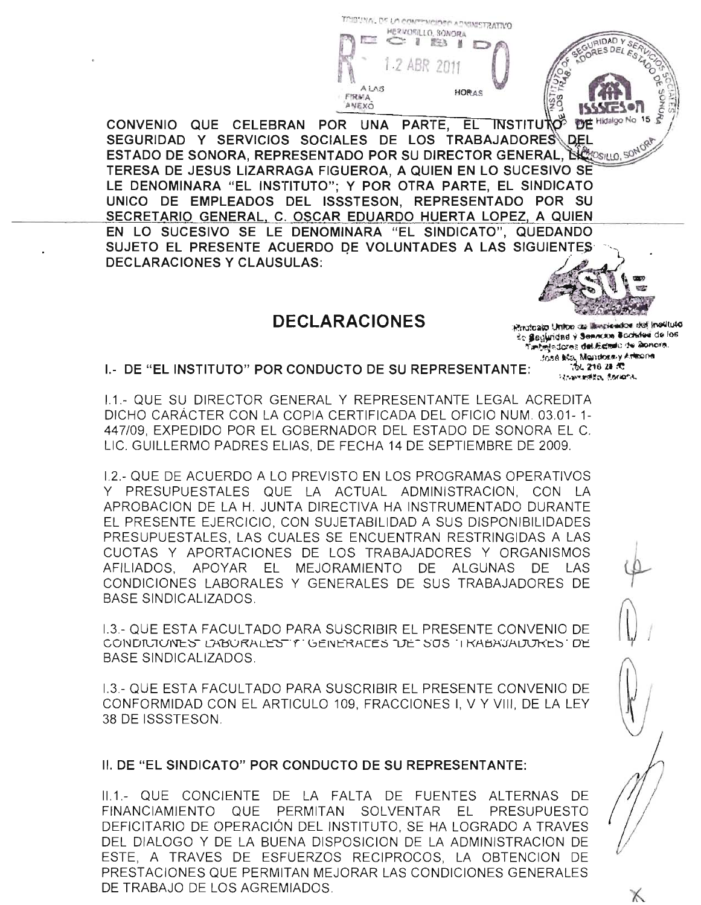CONVENIO QUE CELEBRAN POR UNA PARTE, EL INSTITUTO DE SEGURIDAD Y SERVICIOS SOCIALES DE LOS TRABAJADORES DEL ESTADO DE SONORA, REPRESENTADO POR SU DIRECTOR GENERAL, LIC. TERESA DE JESUS LIZARRAGA FIGUEROA, A QUIEN EN LO SUCESIVO SE LE DENOMINARA "EL INSTITUTO"; Y POR OTRA PARTE, EL SINDICATO UNICO DE EMPLEADOS DEL ISSSTESON, REPRESENTADO POR SU SECRETARIO GENERAL, C. OSCAR EDUARDO HUERTA LOPEZ, A QUIEN EN LO SUCESIVO SE LE DENOMINARA "EL SINDICATO", QUEDANDO SUJETO EL PRESENTE ACUERDO DE VOLUNTADES A LAS SIGUIENTES DECLARACIONES Y CLAUSULAS:

## DECLARACIONES

**I.- DE "EL INSTITUTO" POR CONDUCTO DE SU REPRESENTANTE:**

I.1.- QUE SU DIRECTOR GENERAL Y REPRESENTANTE LEGAL ACREDITA DICHO CARÁCTER CON LA COPIA CERTIFICADA DEL OFICIO NUM. 03.01- 1-447/09, EXPEDIDO POR EL GOBERNADOR DEL ESTADO DE SONORA EL C. LIC. GUILLERMO PADRES ELIAS, DE FECHA 14 DE SEPTIEMBRE DE 2009.

I.2.- QUE DE ACUERDO A LO PREVISTO EN LOS PROGRAMAS OPERATIVOS Y PRESUPUESTALES QUE LA ACTUAL ADMINISTRACION, CON LA APROBACION DE LA H. JUNTA DIRECTIVA HA INSTRUMENTADO DURANTE EL PRESENTE EJERCICIO, CON SUJETABILIDAD A SUS DISPONIBILIDADES PRESUPUESTALES, LAS CUALES SE ENCUENTRAN RESTRINGIDAS A LAS CUOTAS Y APORTACIONES DE LOS TRABAJADORES Y ORGANISMOS AFILIADOS, APOYAR EL MEJORAMIENTO DE ALGUNAS DE LAS CONDICIONES LABORALES Y GENERALES DE SUS TRABAJADORES DE BASE SINDICALIZADOS.

I.3.- QUE ESTA FACULTADO PARA SUSCRIBIR EL PRESENTE CONVENIO DE CONDICIONES LABORALES Y GENERALES DE SUS TRABAJADORES DE BASE SINDICALIZADOS.

I.3.- QUE ESTA FACULTADO PARA SUSCRIBIR EL PRESENTE CONVENIO DE CONFORMIDAD CON EL ARTICULO 109, FRACCIONES I, V Y VIII, DE LA LEY 38 DE ISSSTESON.

**II. DE "EL SINDICATO" POR CONDUCTO DE SU REPRESENTANTE:**

II.1.- QUE CONCIENTE DE LA FALTA DE FUENTES ALTERNAS DE FINANCIAMIENTO QUE PERMITAN SOLVENTAR EL PRESUPUESTO DEFICITARIO DE OPERACIÓN DEL INSTITUTO, SE HA LOGRADO A TRAVES DEL DIALOGO Y DE LA BUENA DISPOSICION DE LA ADMINISTRACION DE ESTE, A TRAVES DE ESFUERZOS RECIPROCOS, LA OBTENCION DE PRESTACIONES QUE PERMITAN MEJORAR LAS CONDICIONES GENERALES DE TRABAJO DE LOS AGREMIADOS.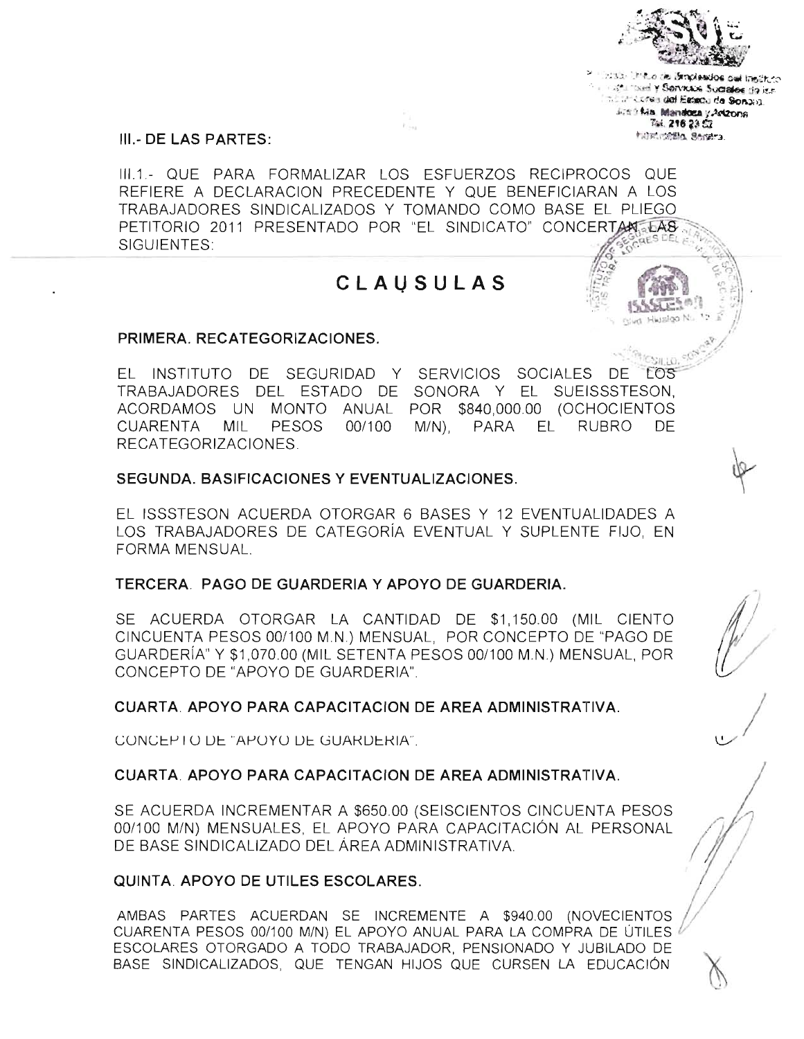## III.- DE LAS PARTES:

III.1.- QUE PARA FORMALIZAR LOS ESFUERZOS RECIPROCOS QUE REFIERE A DECLARACION PRECEDENTE Y QUE BENEFICIARAN A LOS TRABAJADORES SINDICALIZADOS Y TOMANDO COMO BASE EL PLIEGO PETITORIO 2011 PRESENTADO POR "EL SINDICATO" CONCERTAN LAS SIGUIENTES:

# CLAUSULAS

### PRIMERA. RECATEGORIZACIONES.

EL INSTITUTO DE SEGURIDAD Y SERVICIOS SOCIALES DE LOS TRABAJADORES DEL ESTADO DE SONORA Y EL SUEISSSTESON, ACORDAMOS UN MONTO ANUAL POR $840,000.00 (OCHOCIENTOS CUARENTA MIL PESOS 00/100 M/N), PARA EL RUBRO DE RECATEGORIZACIONES.

### SEGUNDA. BASIFICACIONES Y EVENTUALIZACIONES.

EL ISSSTESON ACUERDA OTORGAR 6 BASES Y 12 EVENTUALIDADES A LOS TRABAJADORES DE CATEGORÍA EVENTUAL Y SUPLENTE FIJO, EN FORMA MENSUAL.

### TERCERA. PAGO DE GUARDERIA Y APOYO DE GUARDERIA.

SE ACUERDA OTORGAR LA CANTIDAD DE $1,150.00 (MIL CIENTO CINCUENTA PESOS 00/100 M.N.) MENSUAL, POR CONCEPTO DE "PAGO DE GUARDERÍA" Y $1,070.00 (MIL SETENTA PESOS 00/100 M.N.) MENSUAL, POR CONCEPTO DE "APOYO DE GUARDERIA".

### CUARTA. APOYO PARA CAPACITACION DE AREA ADMINISTRATIVA.

CONCEPTO DE "APOYO DE GUARDERIA".

### CUARTA. APOYO PARA CAPACITACION DE AREA ADMINISTRATIVA.

SE ACUERDA INCREMENTAR A $650.00 (SEISCIENTOS CINCUENTA PESOS 00/100 M/N) MENSUALES, EL APOYO PARA CAPACITACIÓN AL PERSONAL DE BASE SINDICALIZADO DEL ÁREA ADMINISTRATIVA.

### QUINTA. APOYO DE UTILES ESCOLARES.

AMBAS PARTES ACUERDAN SE INCREMENTE A $940.00 (NOVECIENTOS CUARENTA PESOS 00/100 M/N) EL APOYO ANUAL PARA LA COMPRA DE ÚTILES ESCOLARES OTORGADO A TODO TRABAJADOR, PENSIONADO Y JUBILADO DE BASE SINDICALIZADOS, QUE TENGAN HIJOS QUE CURSEN LA EDUCACIÓN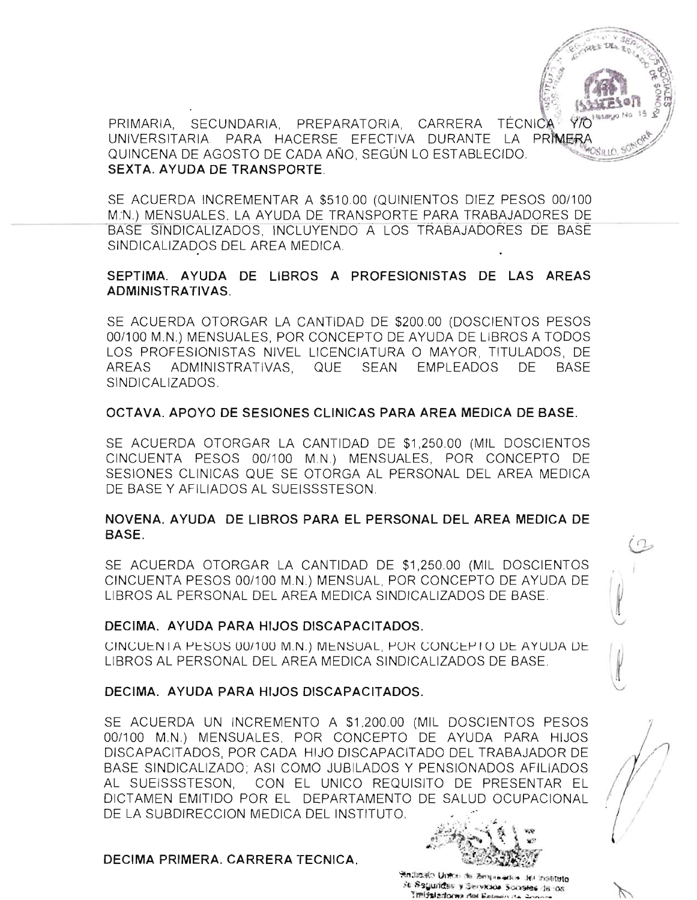PRIMARIA, SECUNDARIA, PREPARATORIA, CARRERA TÉCNICA Y/O UNIVERSITARIA. PARA HACERSE EFECTIVA DURANTE LA PRIMERA QUINCENA DE AGOSTO DE CADA AÑO, SEGÚN LO ESTABLECIDO.

**SEXTA. AYUDA DE TRANSPORTE.**

SE ACUERDA INCREMENTAR A $510.00 (QUINIENTOS DIEZ PESOS 00/100 M.N.) MENSUALES, LA AYUDA DE TRANSPORTE PARA TRABAJADORES DE BASE SINDICALIZADOS, INCLUYENDO A LOS TRABAJADORES DE BASE SINDICALIZADOS DEL AREA MEDICA.

**SEPTIMA. AYUDA DE LIBROS A PROFESIONISTAS DE LAS AREAS ADMINISTRATIVAS.**

SE ACUERDA OTORGAR LA CANTIDAD DE $200.00 (DOSCIENTOS PESOS 00/100 M.N.) MENSUALES, POR CONCEPTO DE AYUDA DE LIBROS A TODOS LOS PROFESIONISTAS NIVEL LICENCIATURA O MAYOR, TITULADOS, DE AREAS ADMINISTRATIVAS, QUE SEAN EMPLEADOS DE BASE SINDICALIZADOS.

**OCTAVA. APOYO DE SESIONES CLINICAS PARA AREA MEDICA DE BASE.**

SE ACUERDA OTORGAR LA CANTIDAD DE $1,250.00 (MIL DOSCIENTOS CINCUENTA PESOS 00/100 M.N.) MENSUALES, POR CONCEPTO DE SESIONES CLINICAS QUE SE OTORGA AL PERSONAL DEL AREA MEDICA DE BASE Y AFILIADOS AL SUEISSSTESON.

**NOVENA. AYUDA DE LIBROS PARA EL PERSONAL DEL AREA MEDICA DE BASE.**

SE ACUERDA OTORGAR LA CANTIDAD DE $1,250.00 (MIL DOSCIENTOS CINCUENTA PESOS 00/100 M.N.) MENSUAL, POR CONCEPTO DE AYUDA DE LIBROS AL PERSONAL DEL AREA MEDICA SINDICALIZADOS DE BASE.

**DECIMA. AYUDA PARA HIJOS DISCAPACITADOS.**

CINCUENTA PESOS 00/100 M.N.) MENSUAL, POR CONCEPTO DE AYUDA DE LIBROS AL PERSONAL DEL AREA MEDICA SINDICALIZADOS DE BASE.

**DECIMA. AYUDA PARA HIJOS DISCAPACITADOS.**

SE ACUERDA UN INCREMENTO A $1,200.00 (MIL DOSCIENTOS PESOS 00/100 M.N.) MENSUALES, POR CONCEPTO DE AYUDA PARA HIJOS DISCAPACITADOS, POR CADA HIJO DISCAPACITADO DEL TRABAJADOR DE BASE SINDICALIZADO; ASI COMO JUBILADOS Y PENSIONADOS AFILIADOS AL SUEISSSTESON, CON EL UNICO REQUISITO DE PRESENTAR EL DICTAMEN EMITIDO POR EL DEPARTAMENTO DE SALUD OCUPACIONAL DE LA SUBDIRECCION MEDICA DEL INSTITUTO.

**DECIMA PRIMERA. CARRERA TECNICA.**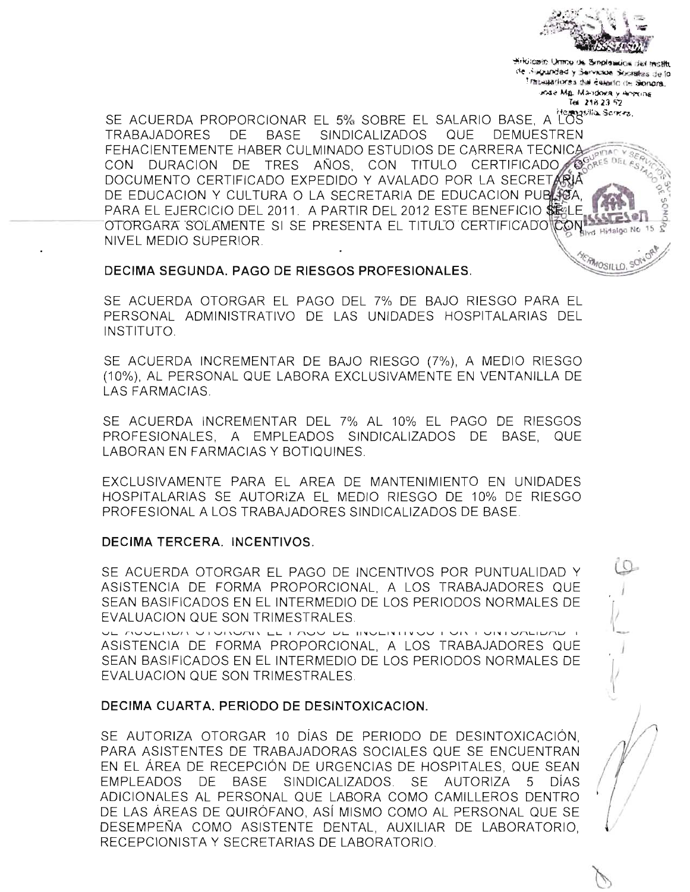SE ACUERDA PROPORCIONAR EL 5% SOBRE EL SALARIO BASE, A LOS TRABAJADORES DE BASE SINDICALIZADOS QUE DEMUESTREN FEHACIENTEMENTE HABER CULMINADO ESTUDIOS DE CARRERA TECNICA CON DURACION DE TRES AÑOS, CON TITULO CERTIFICADO O DOCUMENTO CERTIFICADO EXPEDIDO Y AVALADO POR LA SECRETARIA DE EDUCACION Y CULTURA O LA SECRETARIA DE EDUCACION PUBLICA, PARA EL EJERCICIO DEL 2011. A PARTIR DEL 2012 ESTE BENEFICIO SE LE OTORGARA SOLAMENTE SI SE PRESENTA EL TITULO CERTIFICADO CON NIVEL MEDIO SUPERIOR.

**DECIMA SEGUNDA. PAGO DE RIESGOS PROFESIONALES.**

SE ACUERDA OTORGAR EL PAGO DEL 7% DE BAJO RIESGO PARA EL PERSONAL ADMINISTRATIVO DE LAS UNIDADES HOSPITALARIAS DEL INSTITUTO.

SE ACUERDA INCREMENTAR DE BAJO RIESGO (7%), A MEDIO RIESGO (10%), AL PERSONAL QUE LABORA EXCLUSIVAMENTE EN VENTANILLA DE LAS FARMACIAS.

SE ACUERDA INCREMENTAR DEL 7% AL 10% EL PAGO DE RIESGOS PROFESIONALES, A EMPLEADOS SINDICALIZADOS DE BASE, QUE LABORAN EN FARMACIAS Y BOTIQUINES.

EXCLUSIVAMENTE PARA EL AREA DE MANTENIMIENTO EN UNIDADES HOSPITALARIAS SE AUTORIZA EL MEDIO RIESGO DE 10% DE RIESGO PROFESIONAL A LOS TRABAJADORES SINDICALIZADOS DE BASE.

**DECIMA TERCERA. INCENTIVOS.**

SE ACUERDA OTORGAR EL PAGO DE INCENTIVOS POR PUNTUALIDAD Y ASISTENCIA DE FORMA PROPORCIONAL, A LOS TRABAJADORES QUE SEAN BASIFICADOS EN EL INTERMEDIO DE LOS PERIODOS NORMALES DE EVALUACION QUE SON TRIMESTRALES.

SE ACUERDA OTORGAR EL PAGO DE INCENTIVOS POR PUNTUALIDAD Y ASISTENCIA DE FORMA PROPORCIONAL, A LOS TRABAJADORES QUE SEAN BASIFICADOS EN EL INTERMEDIO DE LOS PERIODOS NORMALES DE EVALUACION QUE SON TRIMESTRALES.

**DECIMA CUARTA. PERIODO DE DESINTOXICACION.**

SE AUTORIZA OTORGAR 10 DÍAS DE PERIODO DE DESINTOXICACIÓN, PARA ASISTENTES DE TRABAJADORAS SOCIALES QUE SE ENCUENTRAN EN EL ÁREA DE RECEPCIÓN DE URGENCIAS DE HOSPITALES, QUE SEAN EMPLEADOS DE BASE SINDICALIZADOS. SE AUTORIZA 5 DÍAS ADICIONALES AL PERSONAL QUE LABORA COMO CAMILLEROS DENTRO DE LAS ÁREAS DE QUIRÓFANO, ASÍ MISMO COMO AL PERSONAL QUE SE DESEMPEÑA COMO ASISTENTE DENTAL, AUXILIAR DE LABORATORIO, RECEPCIONISTA Y SECRETARIAS DE LABORATORIO.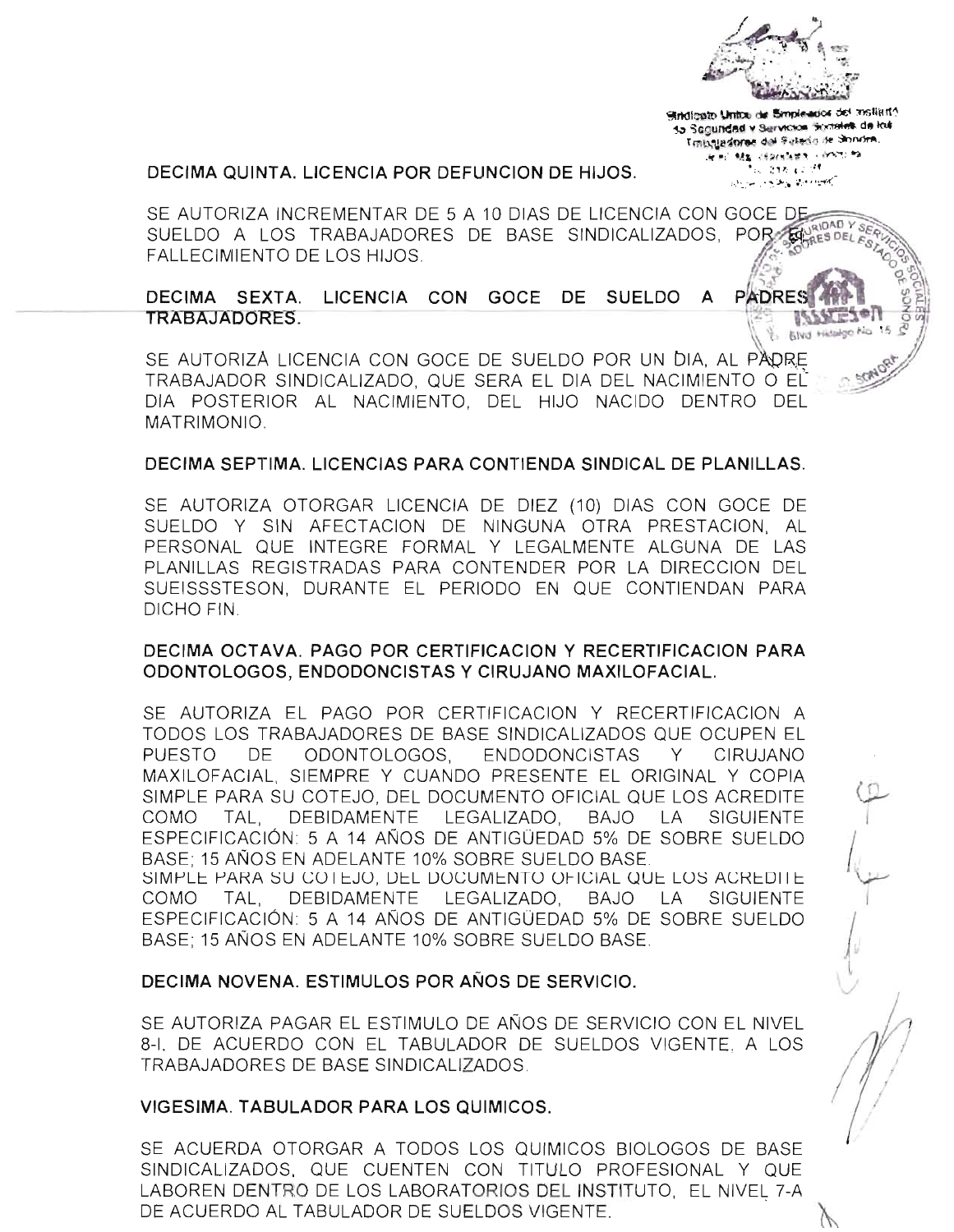## DECIMA QUINTA. LICENCIA POR DEFUNCION DE HIJOS.

SE AUTORIZA INCREMENTAR DE 5 A 10 DIAS DE LICENCIA CON GOCE DE SUELDO A LOS TRABAJADORES DE BASE SINDICALIZADOS, POR EL FALLECIMIENTO DE LOS HIJOS.

## DECIMA SEXTA. LICENCIA CON GOCE DE SUELDO A PADRES TRABAJADORES.

SE AUTORIZA LICENCIA CON GOCE DE SUELDO POR UN DIA, AL PADRE TRABAJADOR SINDICALIZADO, QUE SERA EL DIA DEL NACIMIENTO O EL DIA POSTERIOR AL NACIMIENTO, DEL HIJO NACIDO DENTRO DEL MATRIMONIO.

## DECIMA SEPTIMA. LICENCIAS PARA CONTIENDA SINDICAL DE PLANILLAS.

SE AUTORIZA OTORGAR LICENCIA DE DIEZ (10) DIAS CON GOCE DE SUELDO Y SIN AFECTACION DE NINGUNA OTRA PRESTACION, AL PERSONAL QUE INTEGRE FORMAL Y LEGALMENTE ALGUNA DE LAS PLANILLAS REGISTRADAS PARA CONTENDER POR LA DIRECCION DEL SUEISSSTESON, DURANTE EL PERIODO EN QUE CONTIENDAN PARA DICHO FIN.

## DECIMA OCTAVA. PAGO POR CERTIFICACION Y RECERTIFICACION PARA ODONTOLOGOS, ENDODONCISTAS Y CIRUJANO MAXILOFACIAL.

SE AUTORIZA EL PAGO POR CERTIFICACION Y RECERTIFICACION A TODOS LOS TRABAJADORES DE BASE SINDICALIZADOS QUE OCUPEN EL PUESTO DE ODONTOLOGOS, ENDODONCISTAS Y CIRUJANO MAXILOFACIAL, SIEMPRE Y CUANDO PRESENTE EL ORIGINAL Y COPIA SIMPLE PARA SU COTEJO, DEL DOCUMENTO OFICIAL QUE LOS ACREDITE COMO TAL, DEBIDAMENTE LEGALIZADO, BAJO LA SIGUIENTE ESPECIFICACIÓN: 5 A 14 AÑOS DE ANTIGÜEDAD 5% DE SOBRE SUELDO BASE; 15 AÑOS EN ADELANTE 10% SOBRE SUELDO BASE.
SIMPLE PARA SU COTEJO, DEL DOCUMENTO OFICIAL QUE LOS ACREDITE COMO TAL, DEBIDAMENTE LEGALIZADO, BAJO LA SIGUIENTE ESPECIFICACIÓN: 5 A 14 AÑOS DE ANTIGÜEDAD 5% DE SOBRE SUELDO BASE; 15 AÑOS EN ADELANTE 10% SOBRE SUELDO BASE.

## DECIMA NOVENA. ESTIMULOS POR AÑOS DE SERVICIO.

SE AUTORIZA PAGAR EL ESTIMULO DE AÑOS DE SERVICIO CON EL NIVEL 8-I, DE ACUERDO CON EL TABULADOR DE SUELDOS VIGENTE, A LOS TRABAJADORES DE BASE SINDICALIZADOS.

## VIGESIMA. TABULADOR PARA LOS QUIMICOS.

SE ACUERDA OTORGAR A TODOS LOS QUIMICOS BIOLOGOS DE BASE SINDICALIZADOS, QUE CUENTEN CON TITULO PROFESIONAL Y QUE LABOREN DENTRO DE LOS LABORATORIOS DEL INSTITUTO, EL NIVEL 7-A DE ACUERDO AL TABULADOR DE SUELDOS VIGENTE.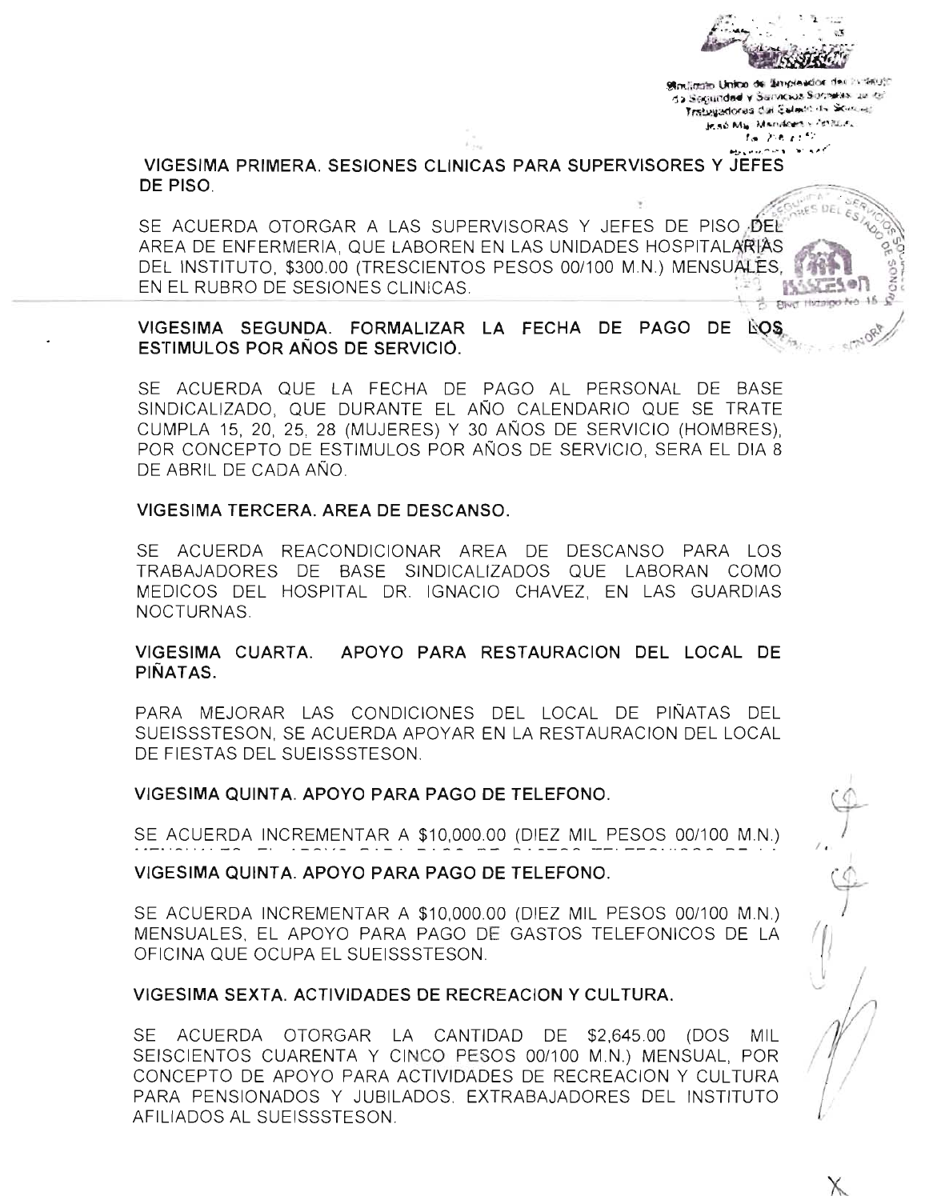**VIGESIMA PRIMERA. SESIONES CLINICAS PARA SUPERVISORES Y JEFES DE PISO.**

SE ACUERDA OTORGAR A LAS SUPERVISORAS Y JEFES DE PISO DEL AREA DE ENFERMERIA, QUE LABOREN EN LAS UNIDADES HOSPITALARIAS DEL INSTITUTO, $300.00 (TRESCIENTOS PESOS 00/100 M.N.) MENSUALES, EN EL RUBRO DE SESIONES CLINICAS.

**VIGESIMA SEGUNDA. FORMALIZAR LA FECHA DE PAGO DE LOS ESTIMULOS POR AÑOS DE SERVICIO.**

SE ACUERDA QUE LA FECHA DE PAGO AL PERSONAL DE BASE SINDICALIZADO, QUE DURANTE EL AÑO CALENDARIO QUE SE TRATE CUMPLA 15, 20, 25, 28 (MUJERES) Y 30 AÑOS DE SERVICIO (HOMBRES), POR CONCEPTO DE ESTIMULOS POR AÑOS DE SERVICIO, SERA EL DIA 8 DE ABRIL DE CADA AÑO.

**VIGESIMA TERCERA. AREA DE DESCANSO.**

SE ACUERDA REACONDICIONAR AREA DE DESCANSO PARA LOS TRABAJADORES DE BASE SINDICALIZADOS QUE LABORAN COMO MEDICOS DEL HOSPITAL DR. IGNACIO CHAVEZ, EN LAS GUARDIAS NOCTURNAS.

**VIGESIMA CUARTA. APOYO PARA RESTAURACION DEL LOCAL DE PIÑATAS.**

PARA MEJORAR LAS CONDICIONES DEL LOCAL DE PIÑATAS DEL SUEISSSTESON, SE ACUERDA APOYAR EN LA RESTAURACION DEL LOCAL DE FIESTAS DEL SUEISSSTESON.

**VIGESIMA QUINTA. APOYO PARA PAGO DE TELEFONO.**

SE ACUERDA INCREMENTAR A $10,000.00 (DIEZ MIL PESOS 00/100 M.N.)

**VIGESIMA QUINTA. APOYO PARA PAGO DE TELEFONO.**

SE ACUERDA INCREMENTAR A $10,000.00 (DIEZ MIL PESOS 00/100 M.N.) MENSUALES, EL APOYO PARA PAGO DE GASTOS TELEFONICOS DE LA OFICINA QUE OCUPA EL SUEISSSTESON.

**VIGESIMA SEXTA. ACTIVIDADES DE RECREACION Y CULTURA.**

SE ACUERDA OTORGAR LA CANTIDAD DE $2,645.00 (DOS MIL SEISCIENTOS CUARENTA Y CINCO PESOS 00/100 M.N.) MENSUAL, POR CONCEPTO DE APOYO PARA ACTIVIDADES DE RECREACION Y CULTURA PARA PENSIONADOS Y JUBILADOS, EXTRABAJADORES DEL INSTITUTO AFILIADOS AL SUEISSSTESON.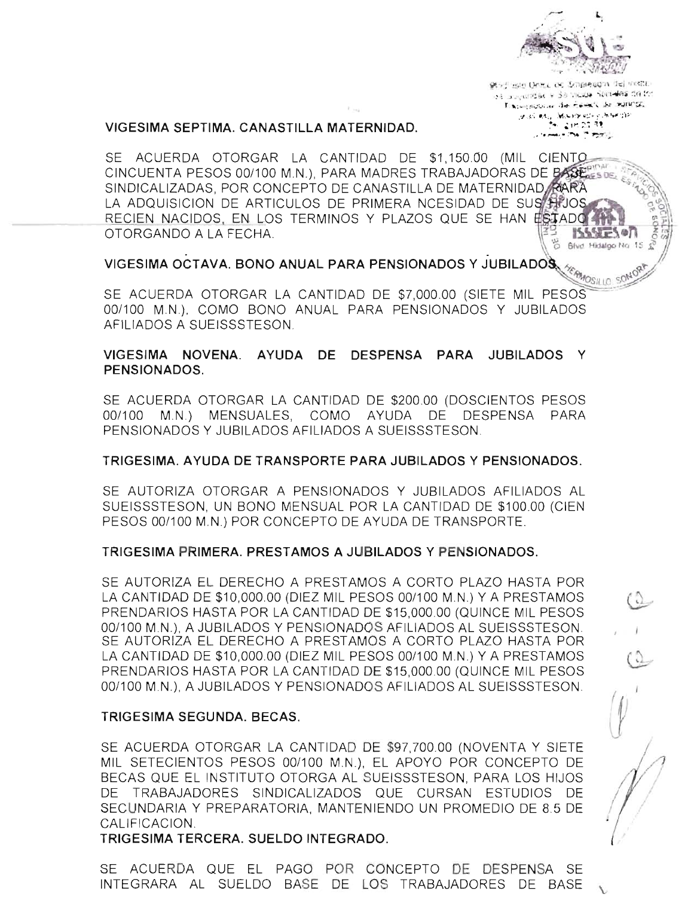**VIGESIMA SEPTIMA. CANASTILLA MATERNIDAD.**

SE ACUERDA OTORGAR LA CANTIDAD DE $1,150.00 (MIL CIENTO CINCUENTA PESOS 00/100 M.N.), PARA MADRES TRABAJADORAS DE BASE SINDICALIZADAS, POR CONCEPTO DE CANASTILLA DE MATERNIDAD PARA LA ADQUISICION DE ARTICULOS DE PRIMERA NCESIDAD DE SUS HIJOS RECIEN NACIDOS, EN LOS TERMINOS Y PLAZOS QUE SE HAN ESTADO OTORGANDO A LA FECHA.

**VIGESIMA OCTAVA. BONO ANUAL PARA PENSIONADOS Y JUBILADOS.**

SE ACUERDA OTORGAR LA CANTIDAD DE $7,000.00 (SIETE MIL PESOS 00/100 M.N.), COMO BONO ANUAL PARA PENSIONADOS Y JUBILADOS AFILIADOS A SUEISSSTESON.

**VIGESIMA NOVENA. AYUDA DE DESPENSA PARA JUBILADOS Y PENSIONADOS.**

SE ACUERDA OTORGAR LA CANTIDAD DE $200.00 (DOSCIENTOS PESOS 00/100 M.N.) MENSUALES, COMO AYUDA DE DESPENSA PARA PENSIONADOS Y JUBILADOS AFILIADOS A SUEISSSTESON.

**TRIGESIMA. AYUDA DE TRANSPORTE PARA JUBILADOS Y PENSIONADOS.**

SE AUTORIZA OTORGAR A PENSIONADOS Y JUBILADOS AFILIADOS AL SUEISSSTESON, UN BONO MENSUAL POR LA CANTIDAD DE $100.00 (CIEN PESOS 00/100 M.N.) POR CONCEPTO DE AYUDA DE TRANSPORTE.

**TRIGESIMA PRIMERA. PRESTAMOS A JUBILADOS Y PENSIONADOS.**

SE AUTORIZA EL DERECHO A PRESTAMOS A CORTO PLAZO HASTA POR LA CANTIDAD DE $10,000.00 (DIEZ MIL PESOS 00/100 M.N.) Y A PRESTAMOS PRENDARIOS HASTA POR LA CANTIDAD DE $15,000.00 (QUINCE MIL PESOS 00/100 M.N.), A JUBILADOS Y PENSIONADOS AFILIADOS AL SUEISSSTESON. SE AUTORIZA EL DERECHO A PRESTAMOS A CORTO PLAZO HASTA POR LA CANTIDAD DE $10,000.00 (DIEZ MIL PESOS 00/100 M.N.) Y A PRESTAMOS PRENDARIOS HASTA POR LA CANTIDAD DE $15,000.00 (QUINCE MIL PESOS 00/100 M.N.), A JUBILADOS Y PENSIONADOS AFILIADOS AL SUEISSSTESON.

**TRIGESIMA SEGUNDA. BECAS.**

SE ACUERDA OTORGAR LA CANTIDAD DE $97,700.00 (NOVENTA Y SIETE MIL SETECIENTOS PESOS 00/100 M.N.), EL APOYO POR CONCEPTO DE BECAS QUE EL INSTITUTO OTORGA AL SUEISSSTESON, PARA LOS HIJOS DE TRABAJADORES SINDICALIZADOS QUE CURSAN ESTUDIOS DE SECUNDARIA Y PREPARATORIA, MANTENIENDO UN PROMEDIO DE 8.5 DE CALIFICACION.

**TRIGESIMA TERCERA. SUELDO INTEGRADO.**

SE ACUERDA QUE EL PAGO POR CONCEPTO DE DESPENSA SE INTEGRARA AL SUELDO BASE DE LOS TRABAJADORES DE BASE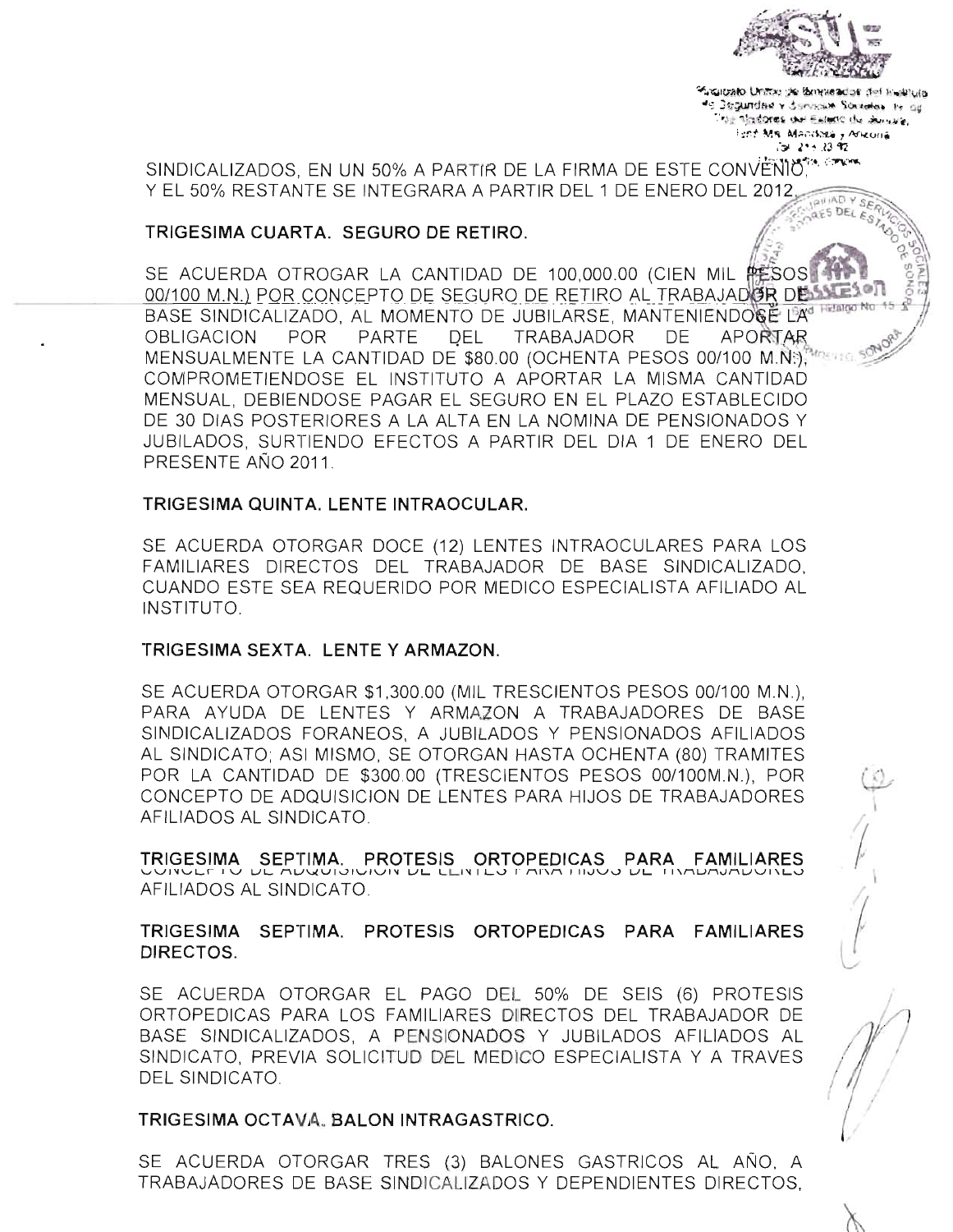SINDICALIZADOS, EN UN 50% A PARTIR DE LA FIRMA DE ESTE CONVENIO, Y EL 50% RESTANTE SE INTEGRARA A PARTIR DEL 1 DE ENERO DEL 2012.

**TRIGESIMA CUARTA. SEGURO DE RETIRO.**

SE ACUERDA OTROGAR LA CANTIDAD DE 100,000.00 (CIEN MIL PESOS 00/100 M.N.) POR CONCEPTO DE SEGURO DE RETIRO AL TRABAJADOR DE BASE SINDICALIZADO, AL MOMENTO DE JUBILARSE, MANTENIENDOSE LA OBLIGACION POR PARTE DEL TRABAJADOR DE APORTAR MENSUALMENTE LA CANTIDAD DE $80.00 (OCHENTA PESOS 00/100 M.N.), COMPROMETIENDOSE EL INSTITUTO A APORTAR LA MISMA CANTIDAD MENSUAL, DEBIENDOSE PAGAR EL SEGURO EN EL PLAZO ESTABLECIDO DE 30 DIAS POSTERIORES A LA ALTA EN LA NOMINA DE PENSIONADOS Y JUBILADOS, SURTIENDO EFECTOS A PARTIR DEL DIA 1 DE ENERO DEL PRESENTE AÑO 2011.

**TRIGESIMA QUINTA. LENTE INTRAOCULAR.**

SE ACUERDA OTORGAR DOCE (12) LENTES INTRAOCULARES PARA LOS FAMILIARES DIRECTOS DEL TRABAJADOR DE BASE SINDICALIZADO, CUANDO ESTE SEA REQUERIDO POR MEDICO ESPECIALISTA AFILIADO AL INSTITUTO.

**TRIGESIMA SEXTA. LENTE Y ARMAZON.**

SE ACUERDA OTORGAR $1,300.00 (MIL TRESCIENTOS PESOS 00/100 M.N.), PARA AYUDA DE LENTES Y ARMAZON A TRABAJADORES DE BASE SINDICALIZADOS FORANEOS, A JUBILADOS Y PENSIONADOS AFILIADOS AL SINDICATO; ASI MISMO, SE OTORGAN HASTA OCHENTA (80) TRAMITES POR LA CANTIDAD DE $300.00 (TRESCIENTOS PESOS 00/100M.N.), POR CONCEPTO DE ADQUISICION DE LENTES PARA HIJOS DE TRABAJADORES AFILIADOS AL SINDICATO.

**TRIGESIMA SEPTIMA. PROTESIS ORTOPEDICAS PARA FAMILIARES DIRECTOS.**

SE ACUERDA OTORGAR EL PAGO DEL 50% DE SEIS (6) PROTESIS ORTOPEDICAS PARA LOS FAMILIARES DIRECTOS DEL TRABAJADOR DE BASE SINDICALIZADOS, A PENSIONADOS Y JUBILADOS AFILIADOS AL SINDICATO, PREVIA SOLICITUD DEL MEDICO ESPECIALISTA Y A TRAVES DEL SINDICATO.

**TRIGESIMA OCTAVA. BALON INTRAGASTRICO.**

SE ACUERDA OTORGAR TRES (3) BALONES GASTRICOS AL AÑO, A TRABAJADORES DE BASE SINDICALIZADOS Y DEPENDIENTES DIRECTOS,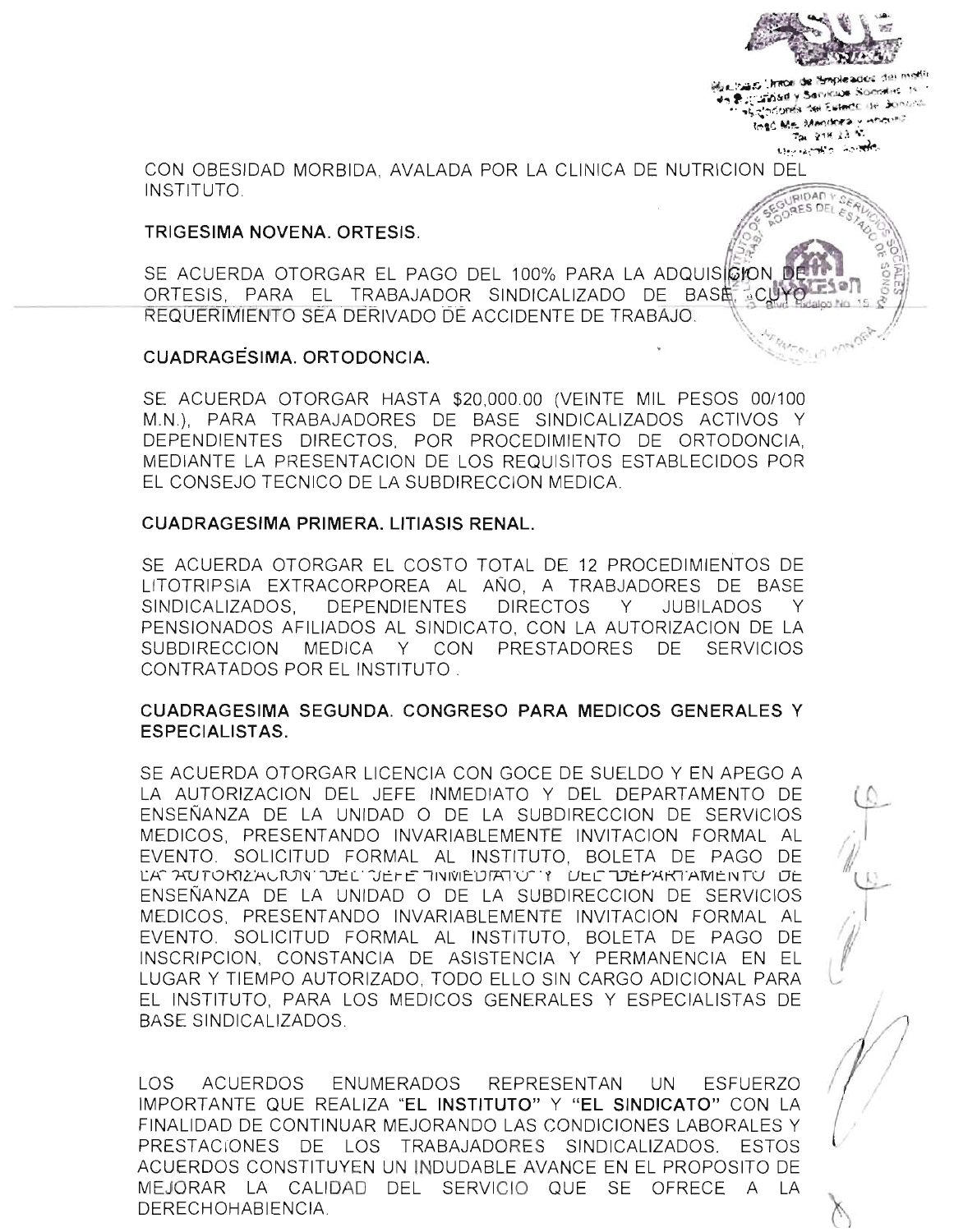CON OBESIDAD MORBIDA, AVALADA POR LA CLINICA DE NUTRICION DEL INSTITUTO.

**TRIGESIMA NOVENA. ORTESIS.**

SE ACUERDA OTORGAR EL PAGO DEL 100% PARA LA ADQUISICION DE ORTESIS, PARA EL TRABAJADOR SINDICALIZADO DE BASE, CUYO REQUERIMIENTO SEA DERIVADO DE ACCIDENTE DE TRABAJO.

**CUADRAGÉSIMA. ORTODONCIA.**

SE ACUERDA OTORGAR HASTA $20,000.00 (VEINTE MIL PESOS 00/100 M.N.), PARA TRABAJADORES DE BASE SINDICALIZADOS ACTIVOS Y DEPENDIENTES DIRECTOS, POR PROCEDIMIENTO DE ORTODONCIA, MEDIANTE LA PRESENTACION DE LOS REQUISITOS ESTABLECIDOS POR EL CONSEJO TECNICO DE LA SUBDIRECCION MEDICA.

**CUADRAGESIMA PRIMERA. LITIASIS RENAL.**

SE ACUERDA OTORGAR EL COSTO TOTAL DE 12 PROCEDIMIENTOS DE LITOTRIPSIA EXTRACORPOREA AL AÑO, A TRABAJADORES DE BASE SINDICALIZADOS, DEPENDIENTES DIRECTOS Y JUBILADOS Y PENSIONADOS AFILIADOS AL SINDICATO, CON LA AUTORIZACION DE LA SUBDIRECCION MEDICA Y CON PRESTADORES DE SERVICIOS CONTRATADOS POR EL INSTITUTO .

**CUADRAGESIMA SEGUNDA. CONGRESO PARA MEDICOS GENERALES Y ESPECIALISTAS.**

SE ACUERDA OTORGAR LICENCIA CON GOCE DE SUELDO Y EN APEGO A LA AUTORIZACION DEL JEFE INMEDIATO Y DEL DEPARTAMENTO DE ENSEÑANZA DE LA UNIDAD O DE LA SUBDIRECCION DE SERVICIOS MEDICOS, PRESENTANDO INVARIABLEMENTE INVITACION FORMAL AL EVENTO. SOLICITUD FORMAL AL INSTITUTO, BOLETA DE PAGO DE LA AUTORIZACION DEL JEFE INMEDIATO Y DEL DEPARTAMENTO DE ENSEÑANZA DE LA UNIDAD O DE LA SUBDIRECCION DE SERVICIOS MEDICOS, PRESENTANDO INVARIABLEMENTE INVITACION FORMAL AL EVENTO. SOLICITUD FORMAL AL INSTITUTO, BOLETA DE PAGO DE INSCRIPCION, CONSTANCIA DE ASISTENCIA Y PERMANENCIA EN EL LUGAR Y TIEMPO AUTORIZADO, TODO ELLO SIN CARGO ADICIONAL PARA EL INSTITUTO, PARA LOS MEDICOS GENERALES Y ESPECIALISTAS DE BASE SINDICALIZADOS.

LOS ACUERDOS ENUMERADOS REPRESENTAN UN ESFUERZO IMPORTANTE QUE REALIZA **"EL INSTITUTO"** Y **"EL SINDICATO"** CON LA FINALIDAD DE CONTINUAR MEJORANDO LAS CONDICIONES LABORALES Y PRESTACIONES DE LOS TRABAJADORES SINDICALIZADOS. ESTOS ACUERDOS CONSTITUYEN UN INDUDABLE AVANCE EN EL PROPOSITO DE MEJORAR LA CALIDAD DEL SERVICIO QUE SE OFRECE A LA DERECHOHABIENCIA.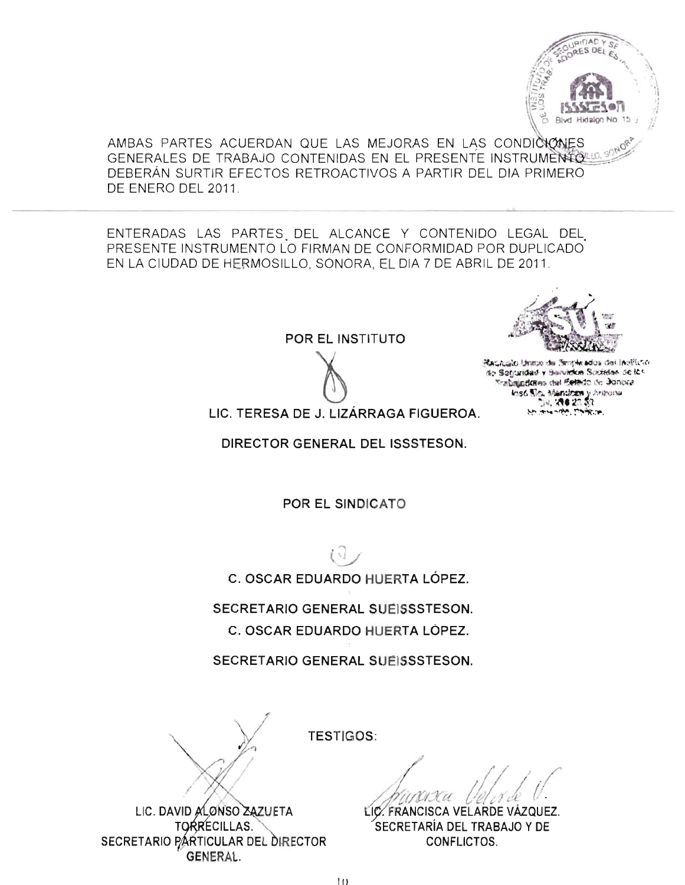AMBAS PARTES ACUERDAN QUE LAS MEJORAS EN LAS CONDICIONES GENERALES DE TRABAJO CONTENIDAS EN EL PRESENTE INSTRUMENTO DEBERÁN SURTIR EFECTOS RETROACTIVOS A PARTIR DEL DIA PRIMERO DE ENERO DEL 2011.

---

ENTERADAS LAS PARTES DEL ALCANCE Y CONTENIDO LEGAL DEL PRESENTE INSTRUMENTO LO FIRMAN DE CONFORMIDAD POR DUPLICADO EN LA CIUDAD DE HERMOSILLO, SONORA, EL DIA 7 DE ABRIL DE 2011.

**POR EL INSTITUTO**

**LIC. TERESA DE J. LIZÁRRAGA FIGUEROA.**

**DIRECTOR GENERAL DEL ISSSTESON.**

**POR EL SINDICATO**

**C. OSCAR EDUARDO HUERTA LÓPEZ.**

**SECRETARIO GENERAL SUEISSSTESON.**

**C. OSCAR EDUARDO HUERTA LÓPEZ.**

**SECRETARIO GENERAL SUEISSSTESON.**

TESTIGOS:

LIC. DAVID ALONSO ZAZUETA TORRECILLAS.
SECRETARIO PARTICULAR DEL DIRECTOR GENERAL.

LIC. FRANCISCA VELARDE VÁZQUEZ.
SECRETARÍA DEL TRABAJO Y DE CONFLICTOS.